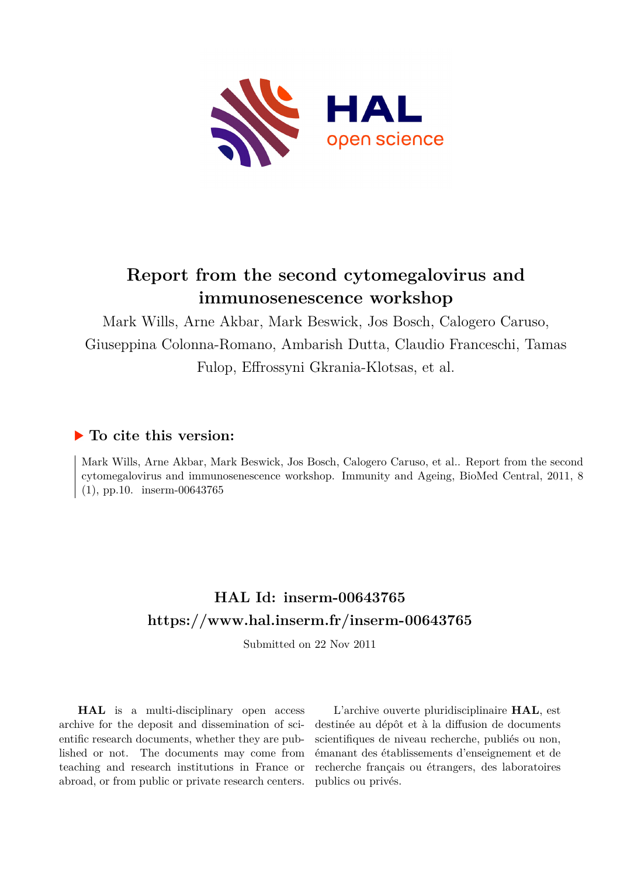# Report from the second cytomegalovirus and immunosenescence workshop

Mark Wills, Arne Akbar, Mark Beswick, Jos Bosch, Calogero Caruso, Giuseppina Colonna-Romano, Ambarish Dutta, Claudio Franceschi, Tamas Fulop, Effrossyni Gkrania-Klotsas, et al.

## ▶ To cite this version:

Mark Wills, Arne Akbar, Mark Beswick, Jos Bosch, Calogero Caruso, et al.. Report from the second cytomegalovirus and immunosenescence workshop. Immunity and Ageing, BioMed Central, 2011, 8 (1), pp.10. inserm-00643765

## HAL Id: inserm-00643765

## https://www.hal.inserm.fr/inserm-00643765

Submitted on 22 Nov 2011

**HAL** is a multi-disciplinary open access archive for the deposit and dissemination of scientific research documents, whether they are published or not. The documents may come from teaching and research institutions in France or abroad, or from public or private research centers.

L'archive ouverte pluridisciplinaire **HAL**, est destinée au dépôt et à la diffusion de documents scientifiques de niveau recherche, publiés ou non, émanant des établissements d'enseignement et de recherche français ou étrangers, des laboratoires publics ou privés.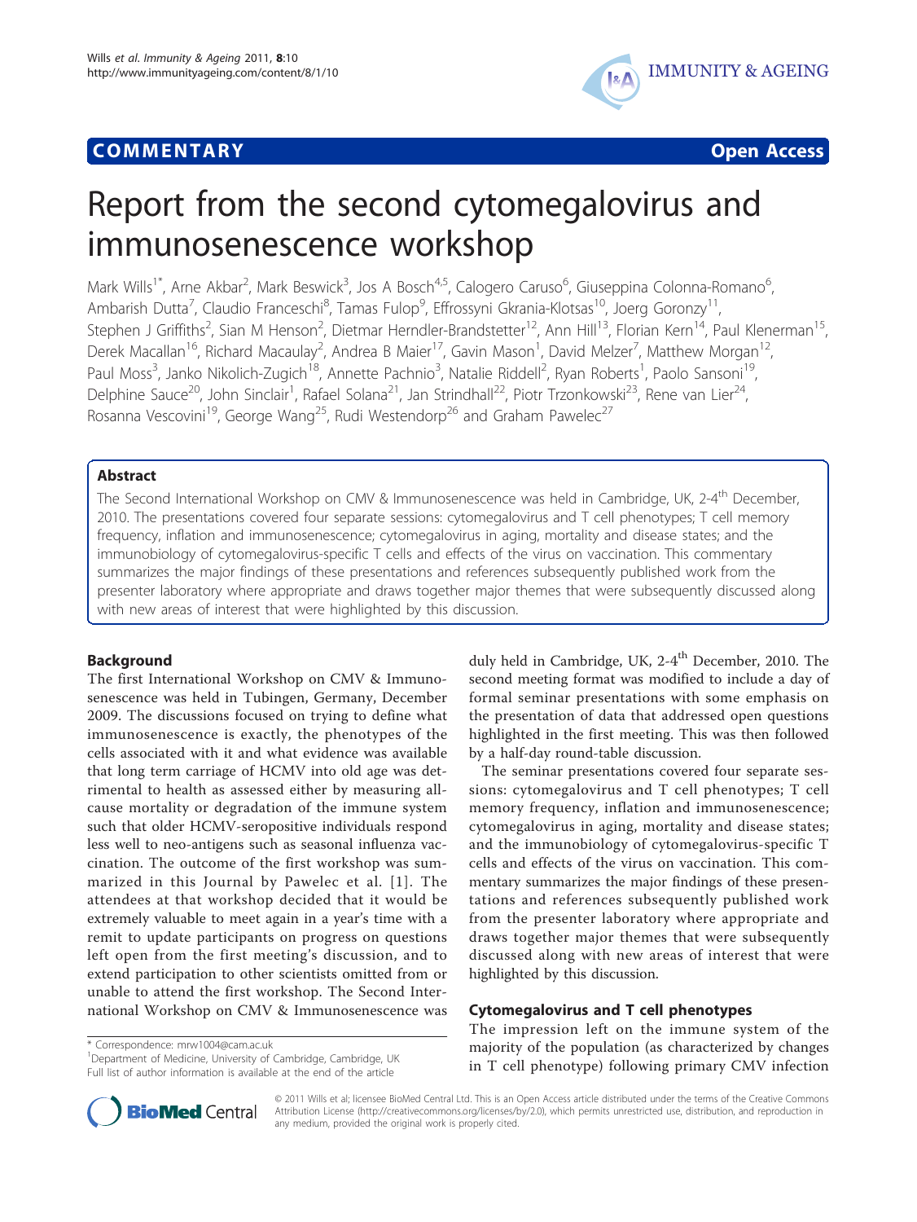# Report from the second cytomegalovirus and immunosenescence workshop

Mark Wills[1*], Arne Akbar[2], Mark Beswick[3], Jos A Bosch[4,5], Calogero Caruso[6], Giuseppina Colonna-Romano[6], Ambarish Dutta[7], Claudio Franceschi[8], Tamas Fulop[9], Effrossyni Gkrania-Klotsas[10], Joerg Goronzy[11], Stephen J Griffiths[2], Sian M Henson[2], Dietmar Herndler-Brandstetter[12], Ann Hill[13], Florian Kern[14], Paul Klenerman[15], Derek Macallan[16], Richard Macaulay[2], Andrea B Maier[17], Gavin Mason[1], David Melzer[7], Matthew Morgan[12], Paul Moss[3], Janko Nikolich-Zugich[18], Annette Pachnio[3], Natalie Riddell[2], Ryan Roberts[1], Paolo Sansoni[19], Delphine Sauce[20], John Sinclair[1], Rafael Solana[21], Jan Strindhall[22], Piotr Trzonkowski[23], Rene van Lier[24], Rosanna Vescovini[19], George Wang[25], Rudi Westendorp[26] and Graham Pawelec[27]

## Abstract

The Second International Workshop on CMV & Immunosenescence was held in Cambridge, UK, 2-4th December, 2010. The presentations covered four separate sessions: cytomegalovirus and T cell phenotypes; T cell memory frequency, inflation and immunosenescence; cytomegalovirus in aging, mortality and disease states; and the immunobiology of cytomegalovirus-specific T cells and effects of the virus on vaccination. This commentary summarizes the major findings of these presentations and references subsequently published work from the presenter laboratory where appropriate and draws together major themes that were subsequently discussed along with new areas of interest that were highlighted by this discussion.

## Background

The first International Workshop on CMV & Immunosenescence was held in Tubingen, Germany, December 2009. The discussions focused on trying to define what immunosenescence is exactly, the phenotypes of the cells associated with it and what evidence was available that long term carriage of HCMV into old age was detrimental to health as assessed either by measuring all-cause mortality or degradation of the immune system such that older HCMV-seropositive individuals respond less well to neo-antigens such as seasonal influenza vaccination. The outcome of the first workshop was summarized in this Journal by Pawelec et al. [1]. The attendees at that workshop decided that it would be extremely valuable to meet again in a year's time with a remit to update participants on progress on questions left open from the first meeting's discussion, and to extend participation to other scientists omitted from or unable to attend the first workshop. The Second International Workshop on CMV & Immunosenescence was duly held in Cambridge, UK, 2-4th December, 2010. The second meeting format was modified to include a day of formal seminar presentations with some emphasis on the presentation of data that addressed open questions highlighted in the first meeting. This was then followed by a half-day round-table discussion.

The seminar presentations covered four separate sessions: cytomegalovirus and T cell phenotypes; T cell memory frequency, inflation and immunosenescence; cytomegalovirus in aging, mortality and disease states; and the immunobiology of cytomegalovirus-specific T cells and effects of the virus on vaccination. This commentary summarizes the major findings of these presentations and references subsequently published work from the presenter laboratory where appropriate and draws together major themes that were subsequently discussed along with new areas of interest that were highlighted by this discussion.

## Cytomegalovirus and T cell phenotypes

The impression left on the immune system of the majority of the population (as characterized by changes in T cell phenotype) following primary CMV infection

\* Correspondence: mrw1004@cam.ac.uk
[1]Department of Medicine, University of Cambridge, Cambridge, UK
Full list of author information is available at the end of the article

© 2011 Wills et al; licensee BioMed Central Ltd. This is an Open Access article distributed under the terms of the Creative Commons Attribution License (http://creativecommons.org/licenses/by/2.0), which permits unrestricted use, distribution, and reproduction in any medium, provided the original work is properly cited.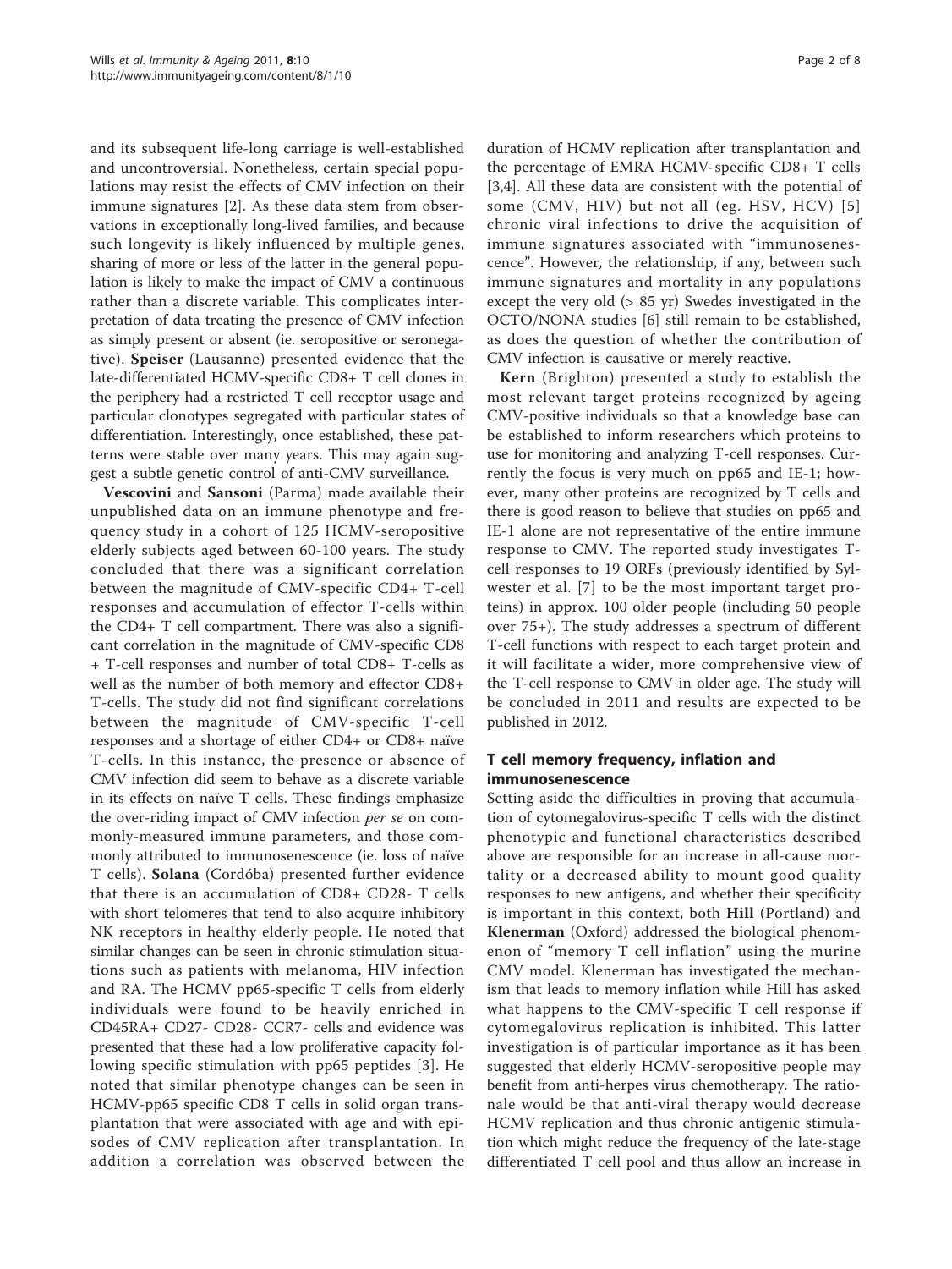and its subsequent life-long carriage is well-established and uncontroversial. Nonetheless, certain special populations may resist the effects of CMV infection on their immune signatures [2]. As these data stem from observations in exceptionally long-lived families, and because such longevity is likely influenced by multiple genes, sharing of more or less of the latter in the general population is likely to make the impact of CMV a continuous rather than a discrete variable. This complicates interpretation of data treating the presence of CMV infection as simply present or absent (ie. seropositive or seronegative). **Speiser** (Lausanne) presented evidence that the late-differentiated HCMV-specific CD8+ T cell clones in the periphery had a restricted T cell receptor usage and particular clonotypes segregated with particular states of differentiation. Interestingly, once established, these patterns were stable over many years. This may again suggest a subtle genetic control of anti-CMV surveillance.

**Vescovini** and **Sansoni** (Parma) made available their unpublished data on an immune phenotype and frequency study in a cohort of 125 HCMV-seropositive elderly subjects aged between 60-100 years. The study concluded that there was a significant correlation between the magnitude of CMV-specific CD4+ T-cell responses and accumulation of effector T-cells within the CD4+ T cell compartment. There was also a significant correlation in the magnitude of CMV-specific CD8 + T-cell responses and number of total CD8+ T-cells as well as the number of both memory and effector CD8+ T-cells. The study did not find significant correlations between the magnitude of CMV-specific T-cell responses and a shortage of either CD4+ or CD8+ naïve T-cells. In this instance, the presence or absence of CMV infection did seem to behave as a discrete variable in its effects on naïve T cells. These findings emphasize the over-riding impact of CMV infection *per se* on commonly-measured immune parameters, and those commonly attributed to immunosenescence (ie. loss of naïve T cells). **Solana** (Cordóba) presented further evidence that there is an accumulation of CD8+ CD28- T cells with short telomeres that tend to also acquire inhibitory NK receptors in healthy elderly people. He noted that similar changes can be seen in chronic stimulation situations such as patients with melanoma, HIV infection and RA. The HCMV pp65-specific T cells from elderly individuals were found to be heavily enriched in CD45RA+ CD27- CD28- CCR7- cells and evidence was presented that these had a low proliferative capacity following specific stimulation with pp65 peptides [3]. He noted that similar phenotype changes can be seen in HCMV-pp65 specific CD8 T cells in solid organ transplantation that were associated with age and with episodes of CMV replication after transplantation. In addition a correlation was observed between the duration of HCMV replication after transplantation and the percentage of EMRA HCMV-specific CD8+ T cells [3,4]. All these data are consistent with the potential of some (CMV, HIV) but not all (eg. HSV, HCV) [5] chronic viral infections to drive the acquisition of immune signatures associated with "immunosenescence". However, the relationship, if any, between such immune signatures and mortality in any populations except the very old (> 85 yr) Swedes investigated in the OCTO/NONA studies [6] still remain to be established, as does the question of whether the contribution of CMV infection is causative or merely reactive.

**Kern** (Brighton) presented a study to establish the most relevant target proteins recognized by ageing CMV-positive individuals so that a knowledge base can be established to inform researchers which proteins to use for monitoring and analyzing T-cell responses. Currently the focus is very much on pp65 and IE-1; however, many other proteins are recognized by T cells and there is good reason to believe that studies on pp65 and IE-1 alone are not representative of the entire immune response to CMV. The reported study investigates T-cell responses to 19 ORFs (previously identified by Sylwester et al. [7] to be the most important target proteins) in approx. 100 older people (including 50 people over 75+). The study addresses a spectrum of different T-cell functions with respect to each target protein and it will facilitate a wider, more comprehensive view of the T-cell response to CMV in older age. The study will be concluded in 2011 and results are expected to be published in 2012.

## T cell memory frequency, inflation and immunosenescence

Setting aside the difficulties in proving that accumulation of cytomegalovirus-specific T cells with the distinct phenotypic and functional characteristics described above are responsible for an increase in all-cause mortality or a decreased ability to mount good quality responses to new antigens, and whether their specificity is important in this context, both **Hill** (Portland) and **Klenerman** (Oxford) addressed the biological phenomenon of "memory T cell inflation" using the murine CMV model. Klenerman has investigated the mechanism that leads to memory inflation while Hill has asked what happens to the CMV-specific T cell response if cytomegalovirus replication is inhibited. This latter investigation is of particular importance as it has been suggested that elderly HCMV-seropositive people may benefit from anti-herpes virus chemotherapy. The rationale would be that anti-viral therapy would decrease HCMV replication and thus chronic antigenic stimulation which might reduce the frequency of the late-stage differentiated T cell pool and thus allow an increase in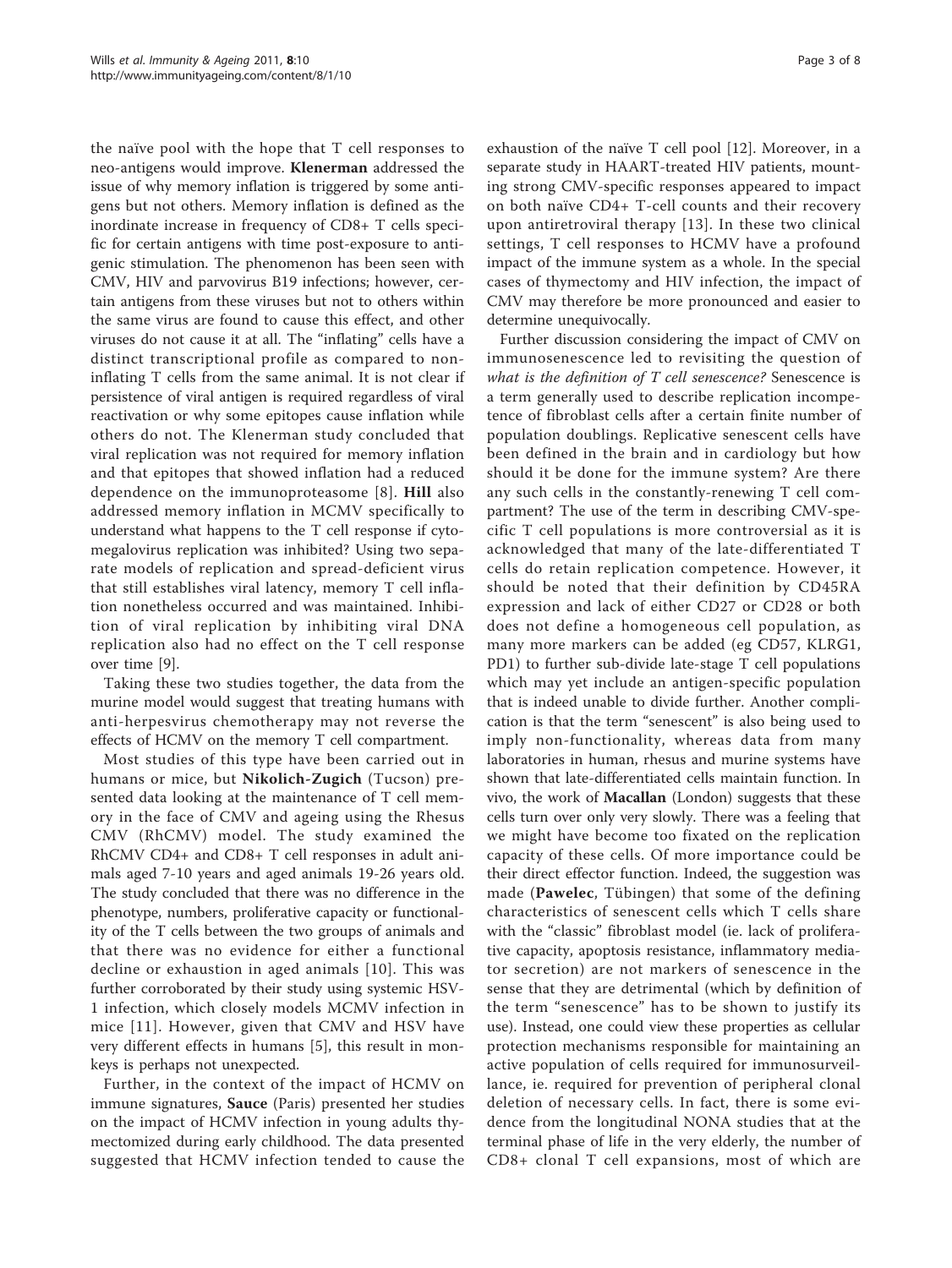the naïve pool with the hope that T cell responses to neo-antigens would improve. **Klenerman** addressed the issue of why memory inflation is triggered by some antigens but not others. Memory inflation is defined as the inordinate increase in frequency of CD8+ T cells specific for certain antigens with time post-exposure to antigenic stimulation. The phenomenon has been seen with CMV, HIV and parvovirus B19 infections; however, certain antigens from these viruses but not to others within the same virus are found to cause this effect, and other viruses do not cause it at all. The "inflating" cells have a distinct transcriptional profile as compared to non-inflating T cells from the same animal. It is not clear if persistence of viral antigen is required regardless of viral reactivation or why some epitopes cause inflation while others do not. The Klenerman study concluded that viral replication was not required for memory inflation and that epitopes that showed inflation had a reduced dependence on the immunoproteasome [8]. **Hill** also addressed memory inflation in MCMV specifically to understand what happens to the T cell response if cytomegalovirus replication was inhibited? Using two separate models of replication and spread-deficient virus that still establishes viral latency, memory T cell inflation nonetheless occurred and was maintained. Inhibition of viral replication by inhibiting viral DNA replication also had no effect on the T cell response over time [9].

Taking these two studies together, the data from the murine model would suggest that treating humans with anti-herpesvirus chemotherapy may not reverse the effects of HCMV on the memory T cell compartment.

Most studies of this type have been carried out in humans or mice, but **Nikolich-Zugich** (Tucson) presented data looking at the maintenance of T cell memory in the face of CMV and ageing using the Rhesus CMV (RhCMV) model. The study examined the RhCMV CD4+ and CD8+ T cell responses in adult animals aged 7-10 years and aged animals 19-26 years old. The study concluded that there was no difference in the phenotype, numbers, proliferative capacity or functionality of the T cells between the two groups of animals and that there was no evidence for either a functional decline or exhaustion in aged animals [10]. This was further corroborated by their study using systemic HSV-1 infection, which closely models MCMV infection in mice [11]. However, given that CMV and HSV have very different effects in humans [5], this result in monkeys is perhaps not unexpected.

Further, in the context of the impact of HCMV on immune signatures, **Sauce** (Paris) presented her studies on the impact of HCMV infection in young adults thymectomized during early childhood. The data presented suggested that HCMV infection tended to cause the exhaustion of the naïve T cell pool [12]. Moreover, in a separate study in HAART-treated HIV patients, mounting strong CMV-specific responses appeared to impact on both naïve CD4+ T-cell counts and their recovery upon antiretroviral therapy [13]. In these two clinical settings, T cell responses to HCMV have a profound impact of the immune system as a whole. In the special cases of thymectomy and HIV infection, the impact of CMV may therefore be more pronounced and easier to determine unequivocally.

Further discussion considering the impact of CMV on immunosenescence led to revisiting the question of *what is the definition of T cell senescence?* Senescence is a term generally used to describe replication incompetence of fibroblast cells after a certain finite number of population doublings. Replicative senescent cells have been defined in the brain and in cardiology but how should it be done for the immune system? Are there any such cells in the constantly-renewing T cell compartment? The use of the term in describing CMV-specific T cell populations is more controversial as it is acknowledged that many of the late-differentiated T cells do retain replication competence. However, it should be noted that their definition by CD45RA expression and lack of either CD27 or CD28 or both does not define a homogeneous cell population, as many more markers can be added (eg CD57, KLRG1, PD1) to further sub-divide late-stage T cell populations which may yet include an antigen-specific population that is indeed unable to divide further. Another complication is that the term "senescent" is also being used to imply non-functionality, whereas data from many laboratories in human, rhesus and murine systems have shown that late-differentiated cells maintain function. In vivo, the work of **Macallan** (London) suggests that these cells turn over only very slowly. There was a feeling that we might have become too fixated on the replication capacity of these cells. Of more importance could be their direct effector function. Indeed, the suggestion was made (**Pawelec**, Tübingen) that some of the defining characteristics of senescent cells which T cells share with the "classic" fibroblast model (ie. lack of proliferative capacity, apoptosis resistance, inflammatory mediator secretion) are not markers of senescence in the sense that they are detrimental (which by definition of the term "senescence" has to be shown to justify its use). Instead, one could view these properties as cellular protection mechanisms responsible for maintaining an active population of cells required for immunosurveillance, ie. required for prevention of peripheral clonal deletion of necessary cells. In fact, there is some evidence from the longitudinal NONA studies that at the terminal phase of life in the very elderly, the number of CD8+ clonal T cell expansions, most of which are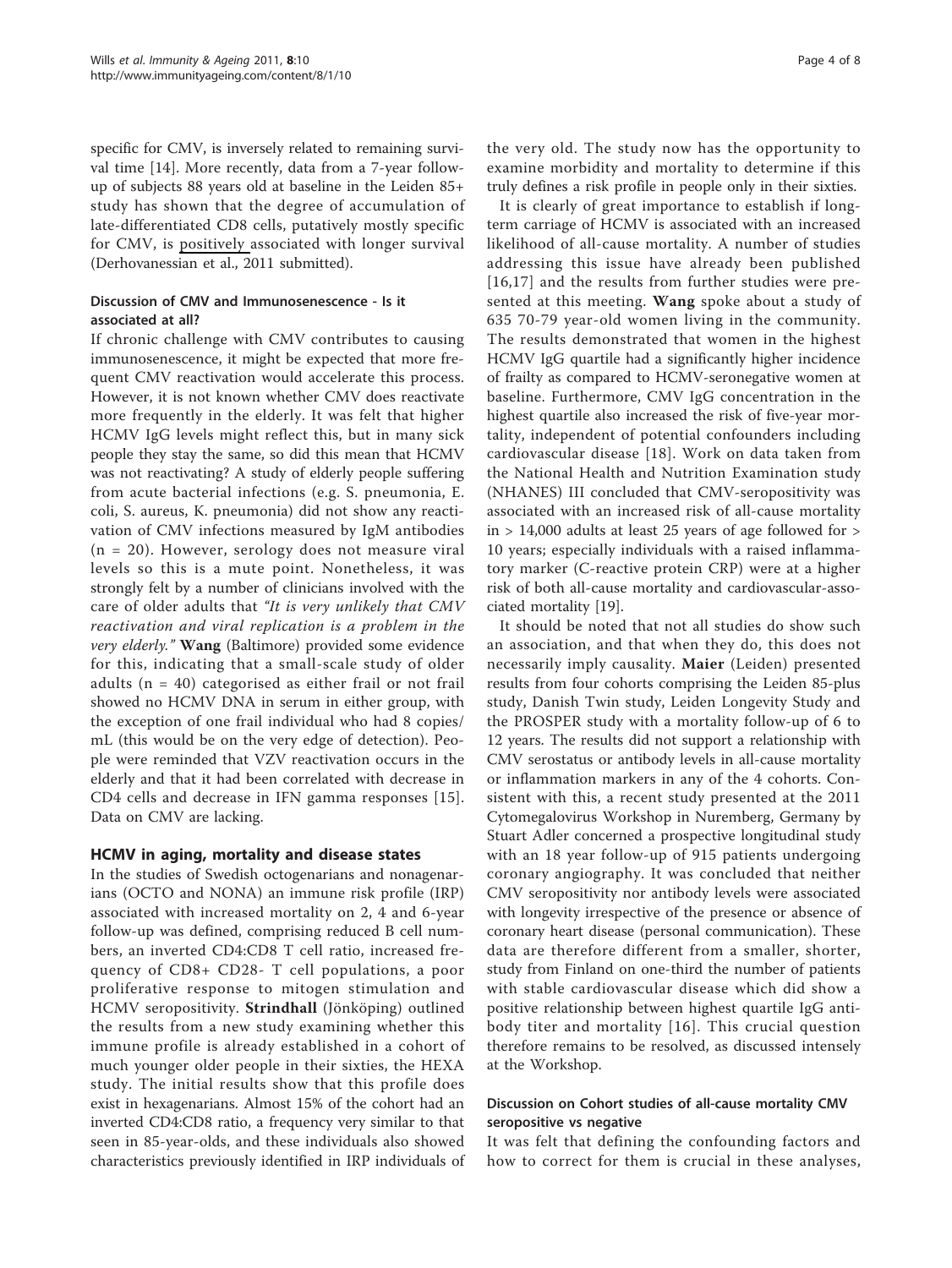specific for CMV, is inversely related to remaining survival time [14]. More recently, data from a 7-year follow-up of subjects 88 years old at baseline in the Leiden 85+ study has shown that the degree of accumulation of late-differentiated CD8 cells, putatively mostly specific for CMV, is positively associated with longer survival (Derhovanessian et al., 2011 submitted).

### Discussion of CMV and Immunosenescence - Is it associated at all?

If chronic challenge with CMV contributes to causing immunosenescence, it might be expected that more frequent CMV reactivation would accelerate this process. However, it is not known whether CMV does reactivate more frequently in the elderly. It was felt that higher HCMV IgG levels might reflect this, but in many sick people they stay the same, so did this mean that HCMV was not reactivating? A study of elderly people suffering from acute bacterial infections (e.g. S. pneumonia, E. coli, S. aureus, K. pneumonia) did not show any reactivation of CMV infections measured by IgM antibodies (n = 20). However, serology does not measure viral levels so this is a mute point. Nonetheless, it was strongly felt by a number of clinicians involved with the care of older adults that *"It is very unlikely that CMV reactivation and viral replication is a problem in the very elderly."* **Wang** (Baltimore) provided some evidence for this, indicating that a small-scale study of older adults (n = 40) categorised as either frail or not frail showed no HCMV DNA in serum in either group, with the exception of one frail individual who had 8 copies/mL (this would be on the very edge of detection). People were reminded that VZV reactivation occurs in the elderly and that it had been correlated with decrease in CD4 cells and decrease in IFN gamma responses [15]. Data on CMV are lacking.

## HCMV in aging, mortality and disease states

In the studies of Swedish octogenarians and nonagenarians (OCTO and NONA) an immune risk profile (IRP) associated with increased mortality on 2, 4 and 6-year follow-up was defined, comprising reduced B cell numbers, an inverted CD4:CD8 T cell ratio, increased frequency of CD8+ CD28- T cell populations, a poor proliferative response to mitogen stimulation and HCMV seropositivity. **Strindhall** (Jönköping) outlined the results from a new study examining whether this immune profile is already established in a cohort of much younger older people in their sixties, the HEXA study. The initial results show that this profile does exist in hexagenarians. Almost 15% of the cohort had an inverted CD4:CD8 ratio, a frequency very similar to that seen in 85-year-olds, and these individuals also showed characteristics previously identified in IRP individuals of the very old. The study now has the opportunity to examine morbidity and mortality to determine if this truly defines a risk profile in people only in their sixties.

It is clearly of great importance to establish if long-term carriage of HCMV is associated with an increased likelihood of all-cause mortality. A number of studies addressing this issue have already been published [16,17] and the results from further studies were presented at this meeting. **Wang** spoke about a study of 635 70-79 year-old women living in the community. The results demonstrated that women in the highest HCMV IgG quartile had a significantly higher incidence of frailty as compared to HCMV-seronegative women at baseline. Furthermore, CMV IgG concentration in the highest quartile also increased the risk of five-year mortality, independent of potential confounders including cardiovascular disease [18]. Work on data taken from the National Health and Nutrition Examination study (NHANES) III concluded that CMV-seropositivity was associated with an increased risk of all-cause mortality in > 14,000 adults at least 25 years of age followed for > 10 years; especially individuals with a raised inflammatory marker (C-reactive protein CRP) were at a higher risk of both all-cause mortality and cardiovascular-associated mortality [19].

It should be noted that not all studies do show such an association, and that when they do, this does not necessarily imply causality. **Maier** (Leiden) presented results from four cohorts comprising the Leiden 85-plus study, Danish Twin study, Leiden Longevity Study and the PROSPER study with a mortality follow-up of 6 to 12 years. The results did not support a relationship with CMV serostatus or antibody levels in all-cause mortality or inflammation markers in any of the 4 cohorts. Consistent with this, a recent study presented at the 2011 Cytomegalovirus Workshop in Nuremberg, Germany by Stuart Adler concerned a prospective longitudinal study with an 18 year follow-up of 915 patients undergoing coronary angiography. It was concluded that neither CMV seropositivity nor antibody levels were associated with longevity irrespective of the presence or absence of coronary heart disease (personal communication). These data are therefore different from a smaller, shorter, study from Finland on one-third the number of patients with stable cardiovascular disease which did show a positive relationship between highest quartile IgG antibody titer and mortality [16]. This crucial question therefore remains to be resolved, as discussed intensely at the Workshop.

### Discussion on Cohort studies of all-cause mortality CMV seropositive vs negative

It was felt that defining the confounding factors and how to correct for them is crucial in these analyses,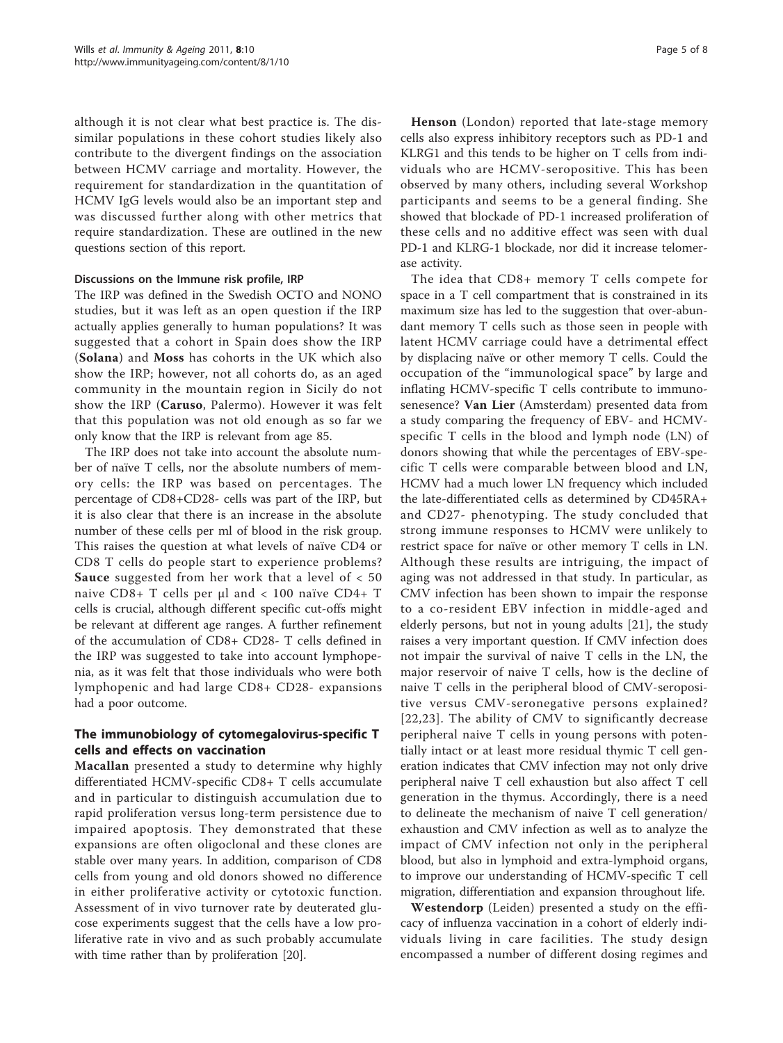although it is not clear what best practice is. The dissimilar populations in these cohort studies likely also contribute to the divergent findings on the association between HCMV carriage and mortality. However, the requirement for standardization in the quantitation of HCMV IgG levels would also be an important step and was discussed further along with other metrics that require standardization. These are outlined in the new questions section of this report.

#### Discussions on the Immune risk profile, IRP

The IRP was defined in the Swedish OCTO and NONO studies, but it was left as an open question if the IRP actually applies generally to human populations? It was suggested that a cohort in Spain does show the IRP (**Solana**) and **Moss** has cohorts in the UK which also show the IRP; however, not all cohorts do, as an aged community in the mountain region in Sicily do not show the IRP (**Caruso**, Palermo). However it was felt that this population was not old enough as so far we only know that the IRP is relevant from age 85.

The IRP does not take into account the absolute number of naïve T cells, nor the absolute numbers of memory cells: the IRP was based on percentages. The percentage of CD8+CD28- cells was part of the IRP, but it is also clear that there is an increase in the absolute number of these cells per ml of blood in the risk group. This raises the question at what levels of naïve CD4 or CD8 T cells do people start to experience problems? **Sauce** suggested from her work that a level of < 50 naive CD8+ T cells per μl and < 100 naïve CD4+ T cells is crucial, although different specific cut-offs might be relevant at different age ranges. A further refinement of the accumulation of CD8+ CD28- T cells defined in the IRP was suggested to take into account lymphopenia, as it was felt that those individuals who were both lymphopenic and had large CD8+ CD28- expansions had a poor outcome.

## The immunobiology of cytomegalovirus-specific T cells and effects on vaccination

**Macallan** presented a study to determine why highly differentiated HCMV-specific CD8+ T cells accumulate and in particular to distinguish accumulation due to rapid proliferation versus long-term persistence due to impaired apoptosis. They demonstrated that these expansions are often oligoclonal and these clones are stable over many years. In addition, comparison of CD8 cells from young and old donors showed no difference in either proliferative activity or cytotoxic function. Assessment of in vivo turnover rate by deuterated glucose experiments suggest that the cells have a low proliferative rate in vivo and as such probably accumulate with time rather than by proliferation [20].

**Henson** (London) reported that late-stage memory cells also express inhibitory receptors such as PD-1 and KLRG1 and this tends to be higher on T cells from individuals who are HCMV-seropositive. This has been observed by many others, including several Workshop participants and seems to be a general finding. She showed that blockade of PD-1 increased proliferation of these cells and no additive effect was seen with dual PD-1 and KLRG-1 blockade, nor did it increase telomerase activity.

The idea that CD8+ memory T cells compete for space in a T cell compartment that is constrained in its maximum size has led to the suggestion that over-abundant memory T cells such as those seen in people with latent HCMV carriage could have a detrimental effect by displacing naïve or other memory T cells. Could the occupation of the "immunological space" by large and inflating HCMV-specific T cells contribute to immunosenesence? **Van Lier** (Amsterdam) presented data from a study comparing the frequency of EBV- and HCMV-specific T cells in the blood and lymph node (LN) of donors showing that while the percentages of EBV-specific T cells were comparable between blood and LN, HCMV had a much lower LN frequency which included the late-differentiated cells as determined by CD45RA+ and CD27- phenotyping. The study concluded that strong immune responses to HCMV were unlikely to restrict space for naïve or other memory T cells in LN. Although these results are intriguing, the impact of aging was not addressed in that study. In particular, as CMV infection has been shown to impair the response to a co-resident EBV infection in middle-aged and elderly persons, but not in young adults [21], the study raises a very important question. If CMV infection does not impair the survival of naive T cells in the LN, the major reservoir of naive T cells, how is the decline of naive T cells in the peripheral blood of CMV-seropositive versus CMV-seronegative persons explained? [22,23]. The ability of CMV to significantly decrease peripheral naive T cells in young persons with potentially intact or at least more residual thymic T cell generation indicates that CMV infection may not only drive peripheral naive T cell exhaustion but also affect T cell generation in the thymus. Accordingly, there is a need to delineate the mechanism of naive T cell generation/exhaustion and CMV infection as well as to analyze the impact of CMV infection not only in the peripheral blood, but also in lymphoid and extra-lymphoid organs, to improve our understanding of HCMV-specific T cell migration, differentiation and expansion throughout life.

**Westendorp** (Leiden) presented a study on the efficacy of influenza vaccination in a cohort of elderly individuals living in care facilities. The study design encompassed a number of different dosing regimes and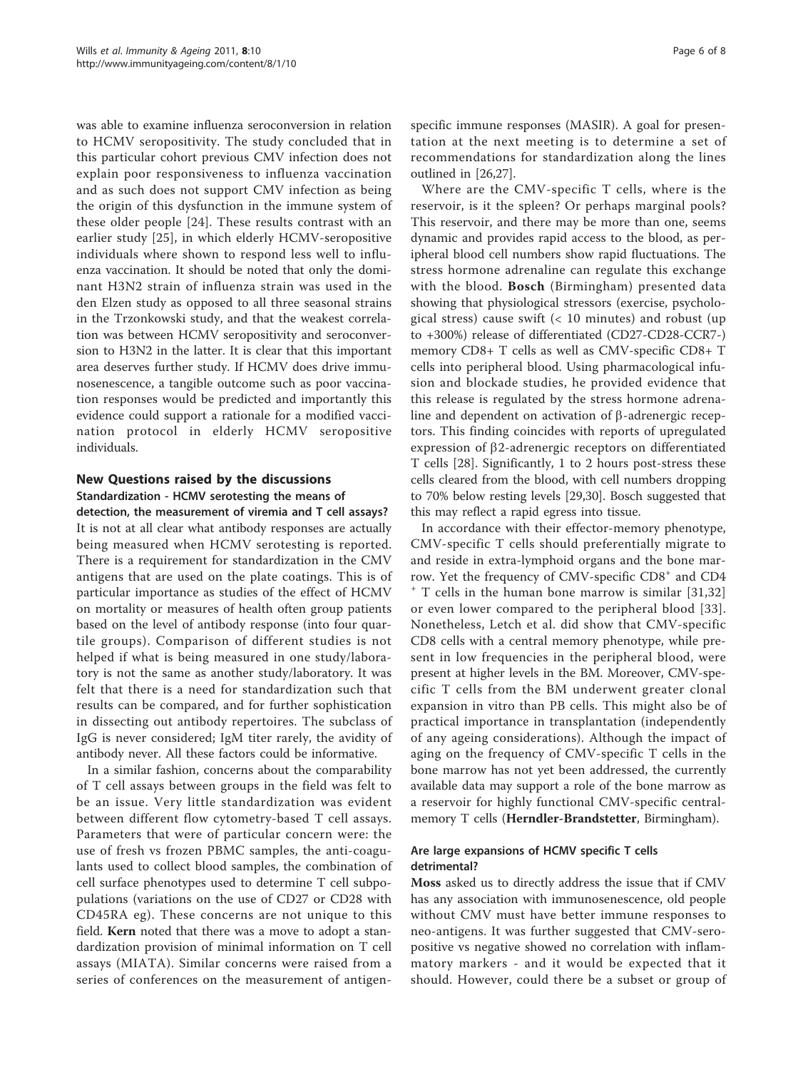was able to examine influenza seroconversion in relation to HCMV seropositivity. The study concluded that in this particular cohort previous CMV infection does not explain poor responsiveness to influenza vaccination and as such does not support CMV infection as being the origin of this dysfunction in the immune system of these older people [24]. These results contrast with an earlier study [25], in which elderly HCMV-seropositive individuals where shown to respond less well to influenza vaccination. It should be noted that only the dominant H3N2 strain of influenza strain was used in the den Elzen study as opposed to all three seasonal strains in the Trzonkowski study, and that the weakest correlation was between HCMV seropositivity and seroconversion to H3N2 in the latter. It is clear that this important area deserves further study. If HCMV does drive immunosenescence, a tangible outcome such as poor vaccination responses would be predicted and importantly this evidence could support a rationale for a modified vaccination protocol in elderly HCMV seropositive individuals.

## New Questions raised by the discussions

### Standardization - HCMV serotesting the means of detection, the measurement of viremia and T cell assays?

It is not at all clear what antibody responses are actually being measured when HCMV serotesting is reported. There is a requirement for standardization in the CMV antigens that are used on the plate coatings. This is of particular importance as studies of the effect of HCMV on mortality or measures of health often group patients based on the level of antibody response (into four quartile groups). Comparison of different studies is not helped if what is being measured in one study/laboratory is not the same as another study/laboratory. It was felt that there is a need for standardization such that results can be compared, and for further sophistication in dissecting out antibody repertoires. The subclass of IgG is never considered; IgM titer rarely, the avidity of antibody never. All these factors could be informative.

In a similar fashion, concerns about the comparability of T cell assays between groups in the field was felt to be an issue. Very little standardization was evident between different flow cytometry-based T cell assays. Parameters that were of particular concern were: the use of fresh vs frozen PBMC samples, the anti-coagulants used to collect blood samples, the combination of cell surface phenotypes used to determine T cell subpopulations (variations on the use of CD27 or CD28 with CD45RA eg). These concerns are not unique to this field. **Kern** noted that there was a move to adopt a standardization provision of minimal information on T cell assays (MIATA). Similar concerns were raised from a series of conferences on the measurement of antigen-specific immune responses (MASIR). A goal for presentation at the next meeting is to determine a set of recommendations for standardization along the lines outlined in [26,27].

Where are the CMV-specific T cells, where is the reservoir, is it the spleen? Or perhaps marginal pools? This reservoir, and there may be more than one, seems dynamic and provides rapid access to the blood, as peripheral blood cell numbers show rapid fluctuations. The stress hormone adrenaline can regulate this exchange with the blood. **Bosch** (Birmingham) presented data showing that physiological stressors (exercise, psychological stress) cause swift (< 10 minutes) and robust (up to +300%) release of differentiated (CD27-CD28-CCR7-) memory CD8+ T cells as well as CMV-specific CD8+ T cells into peripheral blood. Using pharmacological infusion and blockade studies, he provided evidence that this release is regulated by the stress hormone adrenaline and dependent on activation of β-adrenergic receptors. This finding coincides with reports of upregulated expression of β2-adrenergic receptors on differentiated T cells [28]. Significantly, 1 to 2 hours post-stress these cells cleared from the blood, with cell numbers dropping to 70% below resting levels [29,30]. Bosch suggested that this may reflect a rapid egress into tissue.

In accordance with their effector-memory phenotype, CMV-specific T cells should preferentially migrate to and reside in extra-lymphoid organs and the bone marrow. Yet the frequency of CMV-specific $CD8^+$ and $CD4^+$ T cells in the human bone marrow is similar [31,32] or even lower compared to the peripheral blood [33]. Nonetheless, Letch et al. did show that CMV-specific CD8 cells with a central memory phenotype, while present in low frequencies in the peripheral blood, were present at higher levels in the BM. Moreover, CMV-specific T cells from the BM underwent greater clonal expansion in vitro than PB cells. This might also be of practical importance in transplantation (independently of any ageing considerations). Although the impact of aging on the frequency of CMV-specific T cells in the bone marrow has not yet been addressed, the currently available data may support a role of the bone marrow as a reservoir for highly functional CMV-specific central-memory T cells (**Herndler-Brandstetter**, Birmingham).

### Are large expansions of HCMV specific T cells detrimental?

**Moss** asked us to directly address the issue that if CMV has any association with immunosenescence, old people without CMV must have better immune responses to neo-antigens. It was further suggested that CMV-seropositive vs negative showed no correlation with inflammatory markers - and it would be expected that it should. However, could there be a subset or group of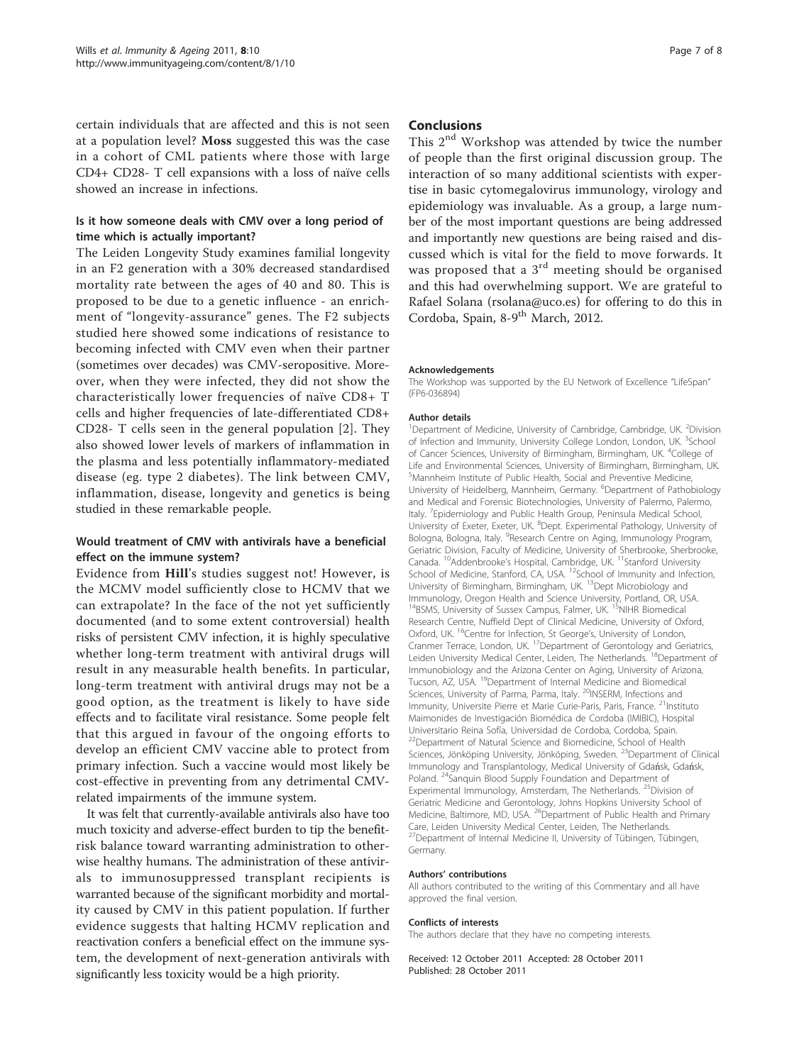certain individuals that are affected and this is not seen at a population level? **Moss** suggested this was the case in a cohort of CML patients where those with large CD4+ CD28- T cell expansions with a loss of naïve cells showed an increase in infections.

### Is it how someone deals with CMV over a long period of time which is actually important?

The Leiden Longevity Study examines familial longevity in an F2 generation with a 30% decreased standardised mortality rate between the ages of 40 and 80. This is proposed to be due to a genetic influence - an enrichment of "longevity-assurance" genes. The F2 subjects studied here showed some indications of resistance to becoming infected with CMV even when their partner (sometimes over decades) was CMV-seropositive. Moreover, when they were infected, they did not show the characteristically lower frequencies of naïve CD8+ T cells and higher frequencies of late-differentiated CD8+ CD28- T cells seen in the general population [2]. They also showed lower levels of markers of inflammation in the plasma and less potentially inflammatory-mediated disease (eg. type 2 diabetes). The link between CMV, inflammation, disease, longevity and genetics is being studied in these remarkable people.

### Would treatment of CMV with antivirals have a beneficial effect on the immune system?

Evidence from **Hill**'s studies suggest not! However, is the MCMV model sufficiently close to HCMV that we can extrapolate? In the face of the not yet sufficiently documented (and to some extent controversial) health risks of persistent CMV infection, it is highly speculative whether long-term treatment with antiviral drugs will result in any measurable health benefits. In particular, long-term treatment with antiviral drugs may not be a good option, as the treatment is likely to have side effects and to facilitate viral resistance. Some people felt that this argued in favour of the ongoing efforts to develop an efficient CMV vaccine able to protect from primary infection. Such a vaccine would most likely be cost-effective in preventing from any detrimental CMV-related impairments of the immune system.

It was felt that currently-available antivirals also have too much toxicity and adverse-effect burden to tip the benefit-risk balance toward warranting administration to otherwise healthy humans. The administration of these antivirals to immunosuppressed transplant recipients is warranted because of the significant morbidity and mortality caused by CMV in this patient population. If further evidence suggests that halting HCMV replication and reactivation confers a beneficial effect on the immune system, the development of next-generation antivirals with significantly less toxicity would be a high priority.

## Conclusions

This 2[nd] Workshop was attended by twice the number of people than the first original discussion group. The interaction of so many additional scientists with expertise in basic cytomegalovirus immunology, virology and epidemiology was invaluable. As a group, a large number of the most important questions are being addressed and importantly new questions are being raised and discussed which is vital for the field to move forwards. It was proposed that a 3[rd] meeting should be organised and this had overwhelming support. We are grateful to Rafael Solana (rsolana@uco.es) for offering to do this in Cordoba, Spain, 8-9[th] March, 2012.

#### Acknowledgements

The Workshop was supported by the EU Network of Excellence "LifeSpan" (FP6-036894)

#### Author details

[1]Department of Medicine, University of Cambridge, Cambridge, UK. [2]Division of Infection and Immunity, University College London, London, UK. [3]School of Cancer Sciences, University of Birmingham, Birmingham, UK. [4]College of Life and Environmental Sciences, University of Birmingham, Birmingham, UK. [5]Mannheim Institute of Public Health, Social and Preventive Medicine, University of Heidelberg, Mannheim, Germany. [6]Department of Pathobiology and Medical and Forensic Biotechnologies, University of Palermo, Palermo, Italy. [7]Epidemiology and Public Health Group, Peninsula Medical School, University of Exeter, Exeter, UK. [8]Dept. Experimental Pathology, University of Bologna, Bologna, Italy. [9]Research Centre on Aging, Immunology Program, Geriatric Division, Faculty of Medicine, University of Sherbrooke, Sherbrooke, Canada. [10]Addenbrooke's Hospital, Cambridge, UK. [11]Stanford University School of Medicine, Stanford, CA, USA. [12]School of Immunity and Infection, University of Birmingham, Birmingham, UK. [13]Dept Microbiology and Immunology, Oregon Health and Science University, Portland, OR, USA. [14]BSMS, University of Sussex Campus, Falmer, UK. [15]NIHR Biomedical Research Centre, Nuffield Dept of Clinical Medicine, University of Oxford, Oxford, UK. [16]Centre for Infection, St George's, University of London, Cranmer Terrace, London, UK. [17]Department of Gerontology and Geriatrics, Leiden University Medical Center, Leiden, The Netherlands. [18]Department of Immunobiology and the Arizona Center on Aging, University of Arizona, Tucson, AZ, USA. [19]Department of Internal Medicine and Biomedical Sciences, University of Parma, Parma, Italy. [20]INSERM, Infections and Immunity, Universite Pierre et Marie Curie-Paris, Paris, France. [21]Instituto Maimonides de Investigación Biomédica de Cordoba (IMIBIC), Hospital Universitario Reina Sofía, Universidad de Cordoba, Cordoba, Spain. [22]Department of Natural Science and Biomedicine, School of Health Sciences, Jönköping University, Jönköping, Sweden. [23]Department of Clinical Immunology and Transplantology, Medical University of Gdańsk, Gdańsk, Poland. [24]Sanquin Blood Supply Foundation and Department of Experimental Immunology, Amsterdam, The Netherlands. [25]Division of Geriatric Medicine and Gerontology, Johns Hopkins University School of Medicine, Baltimore, MD, USA. [26]Department of Public Health and Primary Care, Leiden University Medical Center, Leiden, The Netherlands. [27]Department of Internal Medicine II, University of Tübingen, Tübingen, Germany.

#### Authors' contributions

All authors contributed to the writing of this Commentary and all have approved the final version.

#### Conflicts of interests

The authors declare that they have no competing interests.

Received: 12 October 2011 Accepted: 28 October 2011
Published: 28 October 2011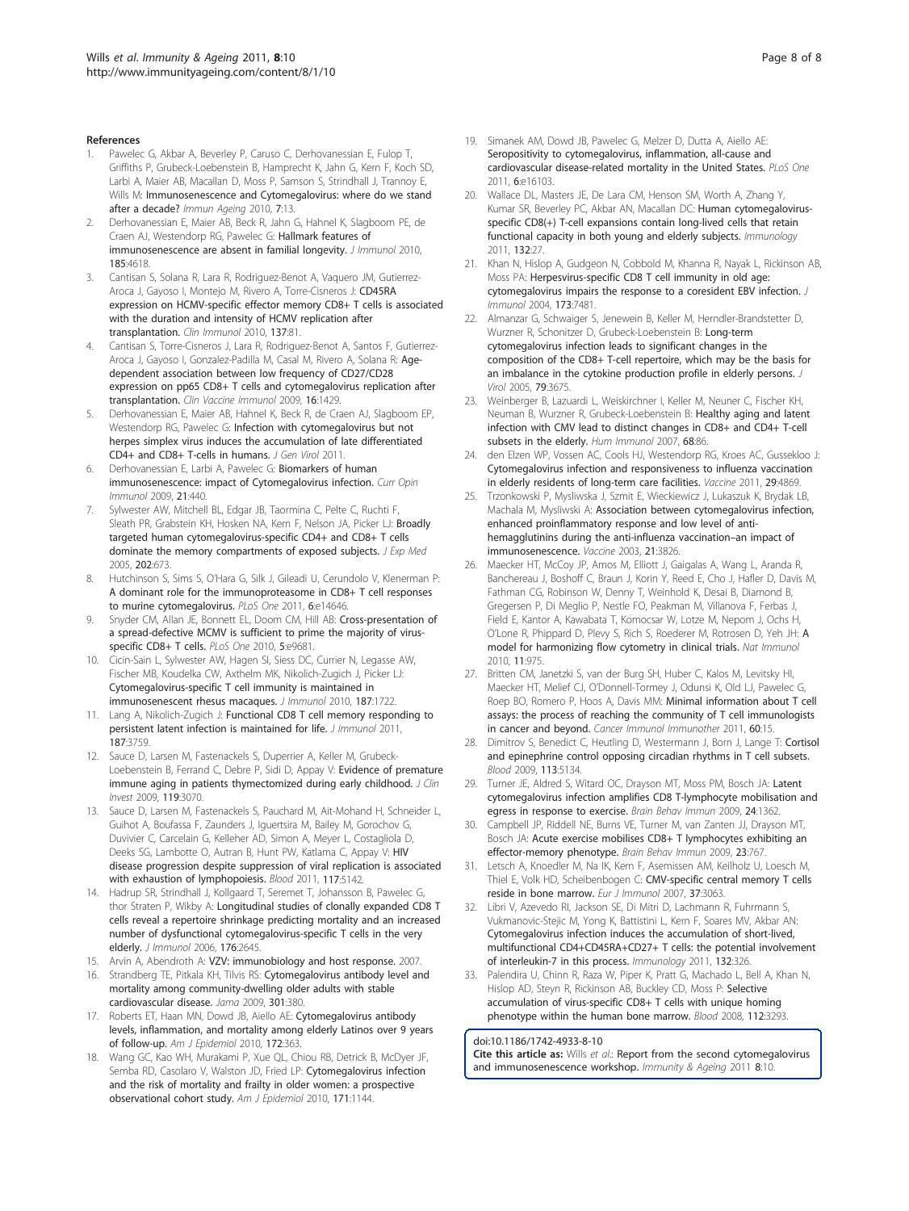## References

1. Pawelec G, Akbar A, Beverley P, Caruso C, Derhovanessian E, Fulop T, Griffiths P, Grubeck-Loebenstein B, Hamprecht K, Jahn G, Kern F, Koch SD, Larbi A, Maier AB, Macallan D, Moss P, Samson S, Strindhall J, Trannoy E, Wills M: Immunosenescence and Cytomegalovirus: where do we stand after a decade? *Immun Ageing* 2010, 7:13.
2. Derhovanessian E, Maier AB, Beck R, Jahn G, Hahnel K, Slagboom PE, de Craen AJ, Westendorp RG, Pawelec G: Hallmark features of immunosenescence are absent in familial longevity. *J Immunol* 2010, 185:4618.
3. Cantisan S, Solana R, Lara R, Rodriguez-Benot A, Vaquero JM, Gutierrez-Aroca J, Gayoso I, Montejo M, Rivero A, Torre-Cisneros J: CD45RA expression on HCMV-specific effector memory CD8+ T cells is associated with the duration and intensity of HCMV replication after transplantation. *Clin Immunol* 2010, 137:81.
4. Cantisan S, Torre-Cisneros J, Lara R, Rodriguez-Benot A, Santos F, Gutierrez-Aroca J, Gayoso I, Gonzalez-Padilla M, Casal M, Rivero A, Solana R: Age-dependent association between low frequency of CD27/CD28 expression on pp65 CD8+ T cells and cytomegalovirus replication after transplantation. *Clin Vaccine Immunol* 2009, 16:1429.
5. Derhovanessian E, Maier AB, Hahnel K, Beck R, de Craen AJ, Slagboom EP, Westendorp RG, Pawelec G: Infection with cytomegalovirus but not herpes simplex virus induces the accumulation of late differentiated CD4+ and CD8+ T-cells in humans. *J Gen Virol* 2011.
6. Derhovanessian E, Larbi A, Pawelec G: Biomarkers of human immunosenescence: impact of Cytomegalovirus infection. *Curr Opin Immunol* 2009, 21:440.
7. Sylwester AW, Mitchell BL, Edgar JB, Taormina C, Pelte C, Ruchti F, Sleath PR, Grabstein KH, Hosken NA, Kern F, Nelson JA, Picker LJ: Broadly targeted human cytomegalovirus-specific CD4+ and CD8+ T cells dominate the memory compartments of exposed subjects. *J Exp Med* 2005, 202:673.
8. Hutchinson S, Sims S, O'Hara G, Silk J, Gileadi U, Cerundolo V, Klenerman P: A dominant role for the immunoproteasome in CD8+ T cell responses to murine cytomegalovirus. *PLoS One* 2011, 6:e14646.
9. Snyder CM, Allan JE, Bonnett EL, Doom CM, Hill AB: Cross-presentation of a spread-defective MCMV is sufficient to prime the majority of virus-specific CD8+ T cells. *PLoS One* 2010, 5:e9681.
10. Cicin-Sain L, Sylwester AW, Hagen SI, Siess DC, Currier N, Legasse AW, Fischer MB, Koudelka CW, Axthelm MK, Nikolich-Zugich J, Picker LJ: Cytomegalovirus-specific T cell immunity is maintained in immunosenescent rhesus macaques. *J Immunol* 2010, 187:1722.
11. Lang A, Nikolich-Zugich J: Functional CD8 T cell memory responding to persistent latent infection is maintained for life. *J Immunol* 2011, 187:3759.
12. Sauce D, Larsen M, Fastenackels S, Duperrier A, Keller M, Grubeck-Loebenstein B, Ferrand C, Debre P, Sidi D, Appay V: Evidence of premature immune aging in patients thymectomized during early childhood. *J Clin Invest* 2009, 119:3070.
13. Sauce D, Larsen M, Fastenackels S, Pauchard M, Ait-Mohand H, Schneider L, Guihot A, Boufassa F, Zaunders J, Iguertsira M, Bailey M, Gorochov G, Duvivier C, Carcelain G, Kelleher AD, Simon A, Meyer L, Costagliola D, Deeks SG, Lambotte O, Autran B, Hunt PW, Katlama C, Appay V: HIV disease progression despite suppression of viral replication is associated with exhaustion of lymphopoiesis. *Blood* 2011, 117:5142.
14. Hadrup SR, Strindhall J, Kollgaard T, Seremet T, Johansson B, Pawelec G, thor Straten P, Wikby A: Longitudinal studies of clonally expanded CD8 T cells reveal a repertoire shrinkage predicting mortality and an increased number of dysfunctional cytomegalovirus-specific T cells in the very elderly. *J Immunol* 2006, 176:2645.
15. Arvin A, Abendroth A: VZV: immunobiology and host response. 2007.
16. Strandberg TE, Pitkala KH, Tilvis RS: Cytomegalovirus antibody level and mortality among community-dwelling older adults with stable cardiovascular disease. *Jama* 2009, 301:380.
17. Roberts ET, Haan MN, Dowd JB, Aiello AE: Cytomegalovirus antibody levels, inflammation, and mortality among elderly Latinos over 9 years of follow-up. *Am J Epidemiol* 2010, 172:363.
18. Wang GC, Kao WH, Murakami P, Xue QL, Chiou RB, Detrick B, McDyer JF, Semba RD, Casolaro V, Walston JD, Fried LP: Cytomegalovirus infection and the risk of mortality and frailty in older women: a prospective observational cohort study. *Am J Epidemiol* 2010, 171:1144.
19. Simanek AM, Dowd JB, Pawelec G, Melzer D, Dutta A, Aiello AE: Seropositivity to cytomegalovirus, inflammation, all-cause and cardiovascular disease-related mortality in the United States. *PLoS One* 2011, 6:e16103.
20. Wallace DL, Masters JE, De Lara CM, Henson SM, Worth A, Zhang Y, Kumar SR, Beverley PC, Akbar AN, Macallan DC: Human cytomegalovirus-specific CD8(+) T-cell expansions contain long-lived cells that retain functional capacity in both young and elderly subjects. *Immunology* 2011, 132:27.
21. Khan N, Hislop A, Gudgeon N, Cobbold M, Khanna R, Nayak L, Rickinson AB, Moss PA: Herpesvirus-specific CD8 T cell immunity in old age: cytomegalovirus impairs the response to a coresident EBV infection. *J Immunol* 2004, 173:7481.
22. Almanzar G, Schwaiger S, Jenewein B, Keller M, Herndler-Brandstetter D, Wurzner R, Schonitzer D, Grubeck-Loebenstein B: Long-term cytomegalovirus infection leads to significant changes in the composition of the CD8+ T-cell repertoire, which may be the basis for an imbalance in the cytokine production profile in elderly persons. *J Virol* 2005, 79:3675.
23. Weinberger B, Lazuardi L, Weiskirchner I, Keller M, Neuner C, Fischer KH, Neuman B, Wurzner R, Grubeck-Loebenstein B: Healthy aging and latent infection with CMV lead to distinct changes in CD8+ and CD4+ T-cell subsets in the elderly. *Hum Immunol* 2007, 68:86.
24. den Elzen WP, Vossen AC, Cools HJ, Westendorp RG, Kroes AC, Gussekloo J: Cytomegalovirus infection and responsiveness to influenza vaccination in elderly residents of long-term care facilities. *Vaccine* 2011, 29:4869.
25. Trzonkowski P, Mysliwska J, Szmit E, Wieckiewicz J, Lukaszuk K, Brydak LB, Machala M, Mysliwski A: Association between cytomegalovirus infection, enhanced proinflammatory response and low level of anti-hemagglutinins during the anti-influenza vaccination–an impact of immunosenescence. *Vaccine* 2003, 21:3826.
26. Maecker HT, McCoy JP, Amos M, Elliott J, Gaigalas A, Wang L, Aranda R, Banchereau J, Boshoff C, Braun J, Korin Y, Reed E, Cho J, Hafler D, Davis M, Fathman CG, Robinson W, Denny T, Weinhold K, Desai B, Diamond B, Gregersen P, Di Meglio P, Nestle FO, Peakman M, Villanova F, Ferbas J, Field E, Kantor A, Kawabata T, Komocsar W, Lotze M, Nepom J, Ochs H, O'Lone R, Phippard D, Plevy S, Rich S, Roederer M, Rotrosen D, Yeh JH: A model for harmonizing flow cytometry in clinical trials. *Nat Immunol* 2010, 11:975.
27. Britten CM, Janetzki S, van der Burg SH, Huber C, Kalos M, Levitsky HI, Maecker HT, Melief CJ, O'Donnell-Tormey J, Odunsi K, Old LJ, Pawelec G, Roep BO, Romero P, Hoos A, Davis MM: Minimal information about T cell assays: the process of reaching the community of T cell immunologists in cancer and beyond. *Cancer Immunol Immunother* 2011, 60:15.
28. Dimitrov S, Benedict C, Heutling D, Westermann J, Born J, Lange T: Cortisol and epinephrine control opposing circadian rhythms in T cell subsets. *Blood* 2009, 113:5134.
29. Turner JE, Aldred S, Witard OC, Drayson MT, Moss PM, Bosch JA: Latent cytomegalovirus infection amplifies CD8 T-lymphocyte mobilisation and egress in response to exercise. *Brain Behav Immun* 2009, 24:1362.
30. Campbell JP, Riddell NE, Burns VE, Turner M, van Zanten JJ, Drayson MT, Bosch JA: Acute exercise mobilises CD8+ T lymphocytes exhibiting an effector-memory phenotype. *Brain Behav Immun* 2009, 23:767.
31. Letsch A, Knoedler M, Na IK, Kern F, Asemissen AM, Keilholz U, Loesch M, Thiel E, Volk HD, Scheibenbogen C: CMV-specific central memory T cells reside in bone marrow. *Eur J Immunol* 2007, 37:3063.
32. Libri V, Azevedo RI, Jackson SE, Di Mitri D, Lachmann R, Fuhrmann S, Vukmanovic-Stejic M, Yong K, Battistini L, Kern F, Soares MV, Akbar AN: Cytomegalovirus infection induces the accumulation of short-lived, multifunctional CD4+CD45RA+CD27+ T cells: the potential involvement of interleukin-7 in this process. *Immunology* 2011, 132:326.
33. Palendira U, Chinn R, Raza W, Piper K, Pratt G, Machado L, Bell A, Khan N, Hislop AD, Steyn R, Rickinson AB, Buckley CD, Moss P: Selective accumulation of virus-specific CD8+ T cells with unique homing phenotype within the human bone marrow. *Blood* 2008, 112:3293.

doi:10.1186/1742-4933-8-10

**Cite this article as:** Wills *et al.*: Report from the second cytomegalovirus and immunosenescence workshop. *Immunity & Ageing* 2011 8:10.